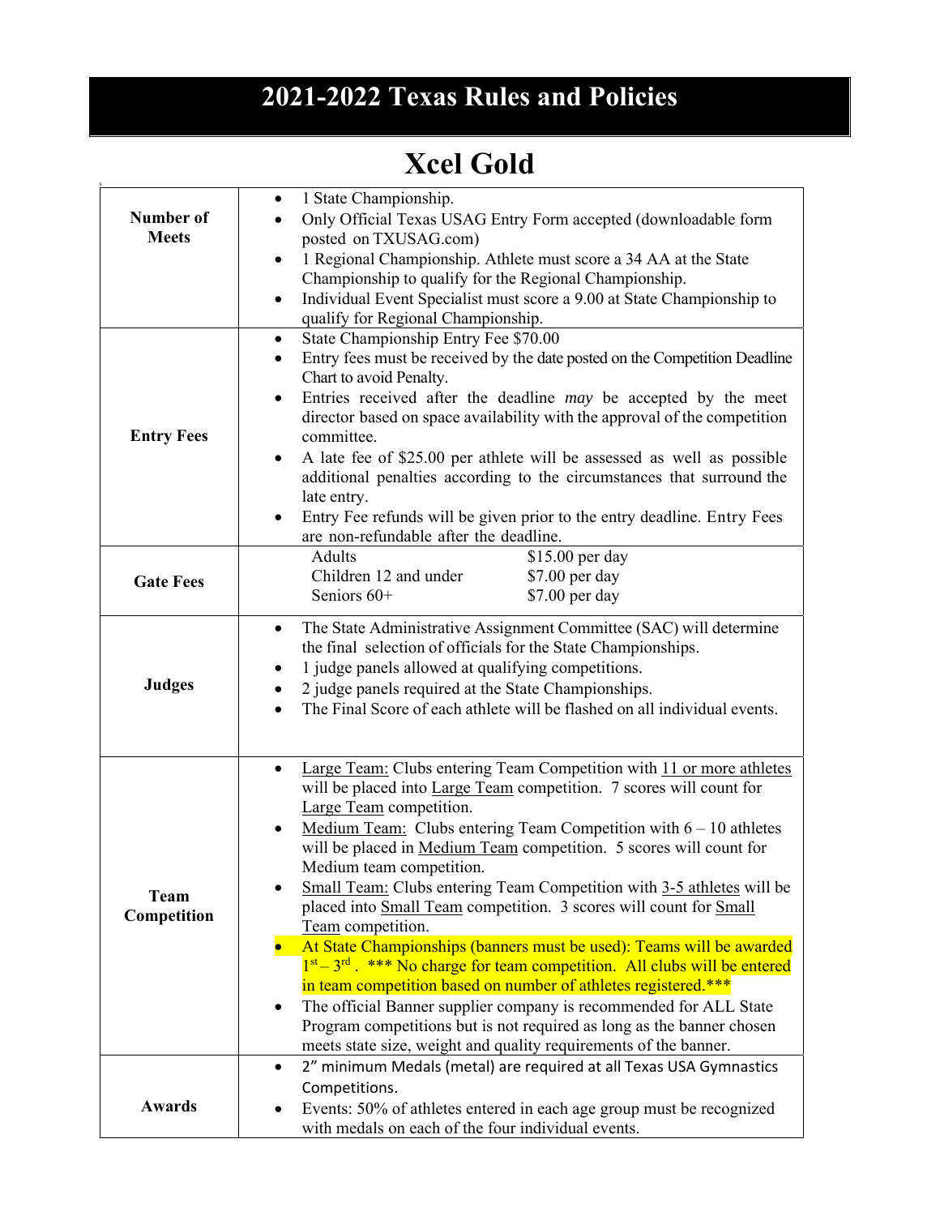# 2021-2022 Texas Rules and Policies

## Xcel Gold

| | |
|---|---|
| **Number of Meets** | • 1 State Championship.<br>• Only Official Texas USAG Entry Form accepted (downloadable form posted on TXUSAG.com)<br>• 1 Regional Championship. Athlete must score a 34 AA at the State Championship to qualify for the Regional Championship.<br>• Individual Event Specialist must score a 9.00 at State Championship to qualify for Regional Championship. |
| **Entry Fees** | • State Championship Entry Fee $70.00<br>• Entry fees must be received by the date posted on the Competition Deadline Chart to avoid Penalty.<br>• Entries received after the deadline *may* be accepted by the meet director based on space availability with the approval of the competition committee.<br>• A late fee of $25.00 per athlete will be assessed as well as possible additional penalties according to the circumstances that surround the late entry.<br>• Entry Fee refunds will be given prior to the entry deadline. Entry Fees are non-refundable after the deadline. |
| **Gate Fees** | Adults $15.00 per day<br>Children 12 and under $7.00 per day<br>Seniors 60+ $7.00 per day |
| **Judges** | • The State Administrative Assignment Committee (SAC) will determine the final selection of officials for the State Championships.<br>• 1 judge panels allowed at qualifying competitions.<br>• 2 judge panels required at the State Championships.<br>• The Final Score of each athlete will be flashed on all individual events. |
| **Team Competition** | • <u>Large Team:</u> Clubs entering Team Competition with <u>11 or more athletes</u> will be placed into <u>Large Team</u> competition. 7 scores will count for <u>Large Team</u> competition.<br>• <u>Medium Team:</u> Clubs entering Team Competition with 6 – 10 athletes will be placed in <u>Medium Team</u> competition. 5 scores will count for Medium team competition.<br>• <u>Small Team:</u> Clubs entering Team Competition with <u>3-5 athletes</u> will be placed into <u>Small Team</u> competition. 3 scores will count for <u>Small Team</u> competition.<br>• At State Championships (banners must be used): Teams will be awarded 1st – 3rd . *** No charge for team competition. All clubs will be entered in team competition based on number of athletes registered.***<br>• The official Banner supplier company is recommended for ALL State Program competitions but is not required as long as the banner chosen meets state size, weight and quality requirements of the banner. |
| **Awards** | • 2" minimum Medals (metal) are required at all Texas USA Gymnastics Competitions.<br>• Events: 50% of athletes entered in each age group must be recognized with medals on each of the four individual events. |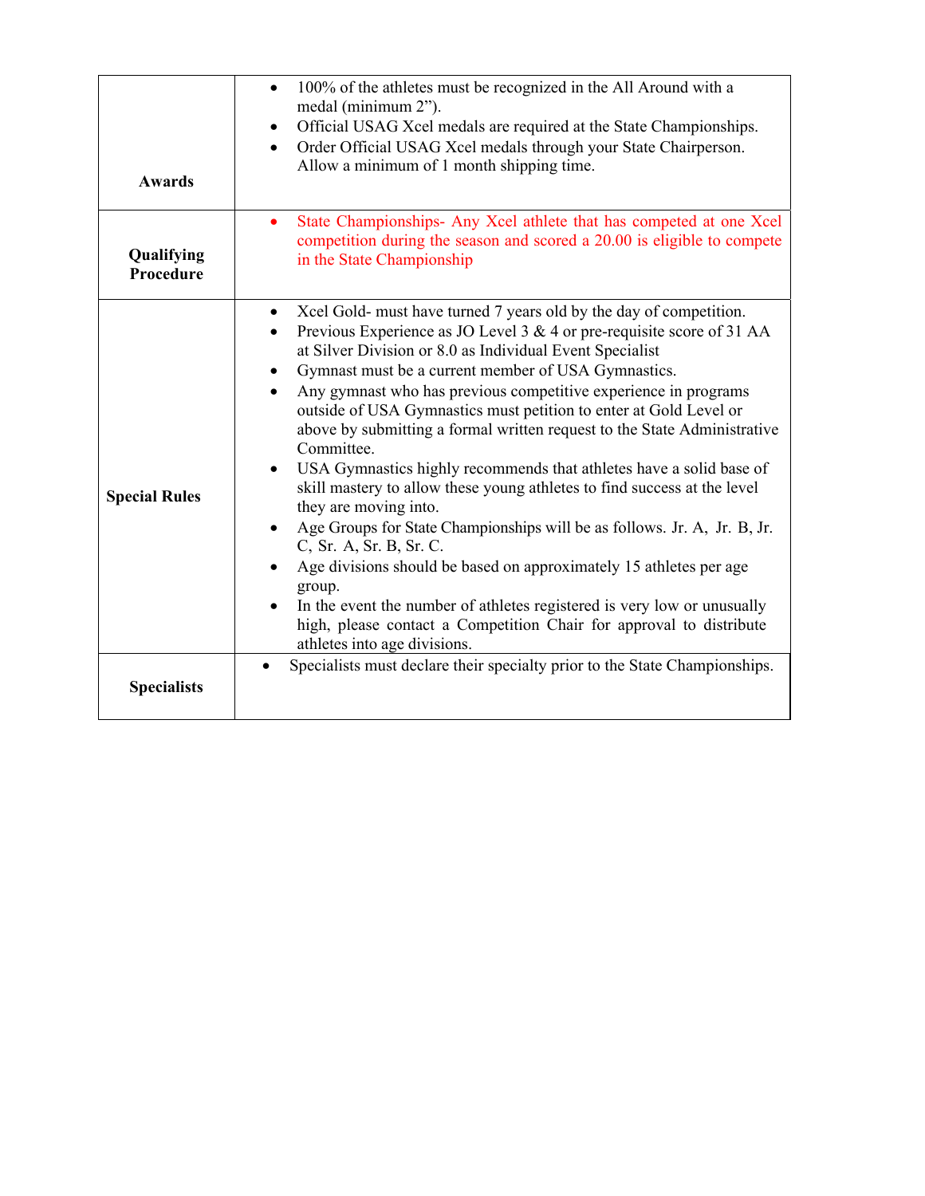| | |
|---|---|
| **Awards** | • 100% of the athletes must be recognized in the All Around with a medal (minimum 2").<br>• Official USAG Xcel medals are required at the State Championships.<br>• Order Official USAG Xcel medals through your State Chairperson. Allow a minimum of 1 month shipping time. |
| **Qualifying Procedure** | • State Championships- Any Xcel athlete that has competed at one Xcel competition during the season and scored a 20.00 is eligible to compete in the State Championship |
| **Special Rules** | • Xcel Gold- must have turned 7 years old by the day of competition.<br>• Previous Experience as JO Level 3 & 4 or pre-requisite score of 31 AA at Silver Division or 8.0 as Individual Event Specialist<br>• Gymnast must be a current member of USA Gymnastics.<br>• Any gymnast who has previous competitive experience in programs outside of USA Gymnastics must petition to enter at Gold Level or above by submitting a formal written request to the State Administrative Committee.<br>• USA Gymnastics highly recommends that athletes have a solid base of skill mastery to allow these young athletes to find success at the level they are moving into.<br>• Age Groups for State Championships will be as follows. Jr. A, Jr. B, Jr. C, Sr. A, Sr. B, Sr. C.<br>• Age divisions should be based on approximately 15 athletes per age group.<br>• In the event the number of athletes registered is very low or unusually high, please contact a Competition Chair for approval to distribute athletes into age divisions. |
| **Specialists** | • Specialists must declare their specialty prior to the State Championships. |